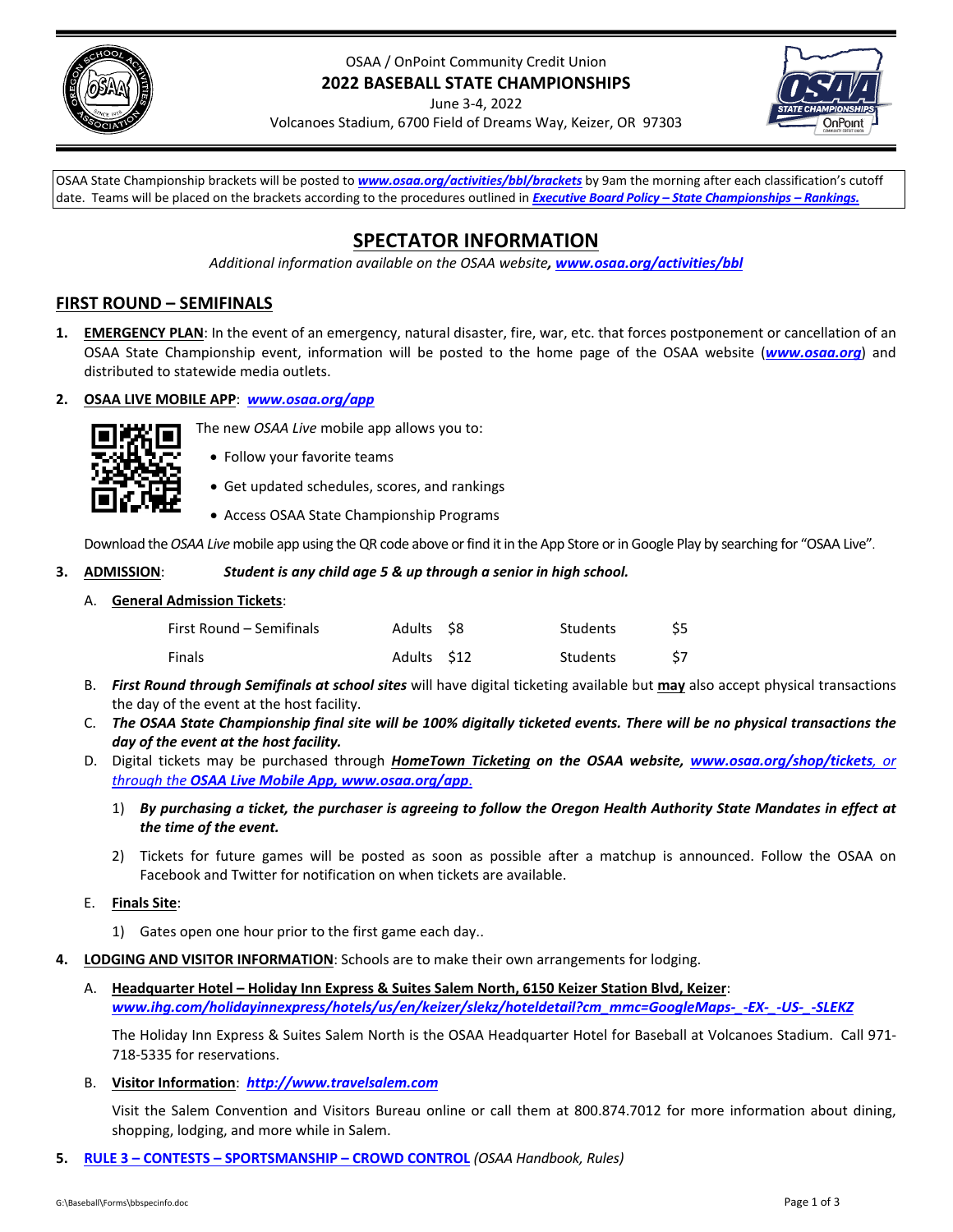OSAA / OnPoint Community Credit Union

**2022 BASEBALL STATE CHAMPIONSHIPS**

June 3-4, 2022

Volcanoes Stadium, 6700 Field of Dreams Way, Keizer, OR 97303

OSAA State Championship brackets will be posted to ***www.osaa.org/activities/bbl/brackets*** by 9am the morning after each classification's cutoff date. Teams will be placed on the brackets according to the procedures outlined in ***Executive Board Policy – State Championships – Rankings.***

# SPECTATOR INFORMATION

*Additional information available on the OSAA website, **www.osaa.org/activities/bbl***

## FIRST ROUND – SEMIFINALS

1. **EMERGENCY PLAN**: In the event of an emergency, natural disaster, fire, war, etc. that forces postponement or cancellation of an OSAA State Championship event, information will be posted to the home page of the OSAA website (***www.osaa.org***) and distributed to statewide media outlets.

2. **OSAA LIVE MOBILE APP**: ***www.osaa.org/app***

   The new *OSAA Live* mobile app allows you to:
   - Follow your favorite teams
   - Get updated schedules, scores, and rankings
   - Access OSAA State Championship Programs

   Download the *OSAA Live* mobile app using the QR code above or find it in the App Store or in Google Play by searching for "OSAA Live".

3. **ADMISSION**: ***Student is any child age 5 & up through a senior in high school.***

   A. **General Admission Tickets**:

   | | | | | |
   |---|---|---|---|---|
   | First Round – Semifinals | Adults | $8 | Students | $5 |
   | Finals | Adults | $12 | Students | $7 |

   B. ***First Round through Semifinals at school sites*** will have digital ticketing available but **may** also accept physical transactions the day of the event at the host facility.

   C. ***The OSAA State Championship final site will be 100% digitally ticketed events. There will be no physical transactions the day of the event at the host facility.***

   D. Digital tickets may be purchased through ***HomeTown Ticketing on the OSAA website, www.osaa.org/shop/tickets**, or through the **OSAA Live Mobile App, www.osaa.org/app**.*

      1) ***By purchasing a ticket, the purchaser is agreeing to follow the Oregon Health Authority State Mandates in effect at the time of the event.***

      2) Tickets for future games will be posted as soon as possible after a matchup is announced. Follow the OSAA on Facebook and Twitter for notification on when tickets are available.

   E. **Finals Site**:

      1) Gates open one hour prior to the first game each day..

4. **LODGING AND VISITOR INFORMATION**: Schools are to make their own arrangements for lodging.

   A. **Headquarter Hotel – Holiday Inn Express & Suites Salem North, 6150 Keizer Station Blvd, Keizer**:
   ***www.ihg.com/holidayinnexpress/hotels/us/en/keizer/slekz/hoteldetail?cm_mmc=GoogleMaps-_-EX-_-US-_-SLEKZ***

   The Holiday Inn Express & Suites Salem North is the OSAA Headquarter Hotel for Baseball at Volcanoes Stadium. Call 971-718-5335 for reservations.

   B. **Visitor Information**: ***http://www.travelsalem.com***

   Visit the Salem Convention and Visitors Bureau online or call them at 800.874.7012 for more information about dining, shopping, lodging, and more while in Salem.

5. **RULE 3 – CONTESTS – SPORTSMANSHIP – CROWD CONTROL** *(OSAA Handbook, Rules)*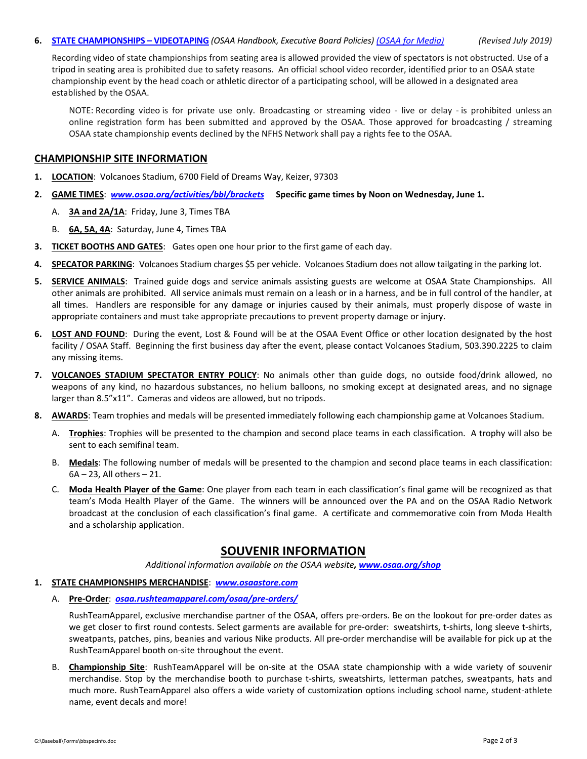6. **STATE CHAMPIONSHIPS – VIDEOTAPING** *(OSAA Handbook, Executive Board Policies)* *(OSAA for Media)* *(Revised July 2019)*

   Recording video of state championships from seating area is allowed provided the view of spectators is not obstructed. Use of a tripod in seating area is prohibited due to safety reasons. An official school video recorder, identified prior to an OSAA state championship event by the head coach or athletic director of a participating school, will be allowed in a designated area established by the OSAA.

   NOTE: Recording video is for private use only. Broadcasting or streaming video - live or delay - is prohibited unless an online registration form has been submitted and approved by the OSAA. Those approved for broadcasting / streaming OSAA state championship events declined by the NFHS Network shall pay a rights fee to the OSAA.

## CHAMPIONSHIP SITE INFORMATION

1. **LOCATION**: Volcanoes Stadium, 6700 Field of Dreams Way, Keizer, 97303
2. **GAME TIMES**: ***www.osaa.org/activities/bbl/brackets*** **Specific game times by Noon on Wednesday, June 1.**
   A. **3A and 2A/1A**: Friday, June 3, Times TBA
   B. **6A, 5A, 4A**: Saturday, June 4, Times TBA
3. **TICKET BOOTHS AND GATES**: Gates open one hour prior to the first game of each day.
4. **SPECATOR PARKING**: Volcanoes Stadium charges $5 per vehicle. Volcanoes Stadium does not allow tailgating in the parking lot.
5. **SERVICE ANIMALS**: Trained guide dogs and service animals assisting guests are welcome at OSAA State Championships. All other animals are prohibited. All service animals must remain on a leash or in a harness, and be in full control of the handler, at all times. Handlers are responsible for any damage or injuries caused by their animals, must properly dispose of waste in appropriate containers and must take appropriate precautions to prevent property damage or injury.
6. **LOST AND FOUND**: During the event, Lost & Found will be at the OSAA Event Office or other location designated by the host facility / OSAA Staff. Beginning the first business day after the event, please contact Volcanoes Stadium, 503.390.2225 to claim any missing items.
7. **VOLCANOES STADIUM SPECTATOR ENTRY POLICY**: No animals other than guide dogs, no outside food/drink allowed, no weapons of any kind, no hazardous substances, no helium balloons, no smoking except at designated areas, and no signage larger than 8.5"x11". Cameras and videos are allowed, but no tripods.
8. **AWARDS**: Team trophies and medals will be presented immediately following each championship game at Volcanoes Stadium.
   A. **Trophies**: Trophies will be presented to the champion and second place teams in each classification. A trophy will also be sent to each semifinal team.
   B. **Medals**: The following number of medals will be presented to the champion and second place teams in each classification: 6A – 23, All others – 21.
   C. **Moda Health Player of the Game**: One player from each team in each classification's final game will be recognized as that team's Moda Health Player of the Game. The winners will be announced over the PA and on the OSAA Radio Network broadcast at the conclusion of each classification's final game. A certificate and commemorative coin from Moda Health and a scholarship application.

## SOUVENIR INFORMATION

*Additional information available on the OSAA website,* ***www.osaa.org/shop***

1. **STATE CHAMPIONSHIPS MERCHANDISE**: ***www.osaastore.com***
   A. **Pre-Order**: ***osaa.rushteamapparel.com/osaa/pre-orders/***

      RushTeamApparel, exclusive merchandise partner of the OSAA, offers pre-orders. Be on the lookout for pre-order dates as we get closer to first round contests. Select garments are available for pre-order: sweatshirts, t-shirts, long sleeve t-shirts, sweatpants, patches, pins, beanies and various Nike products. All pre-order merchandise will be available for pick up at the RushTeamApparel booth on-site throughout the event.

   B. **Championship Site**: RushTeamApparel will be on-site at the OSAA state championship with a wide variety of souvenir merchandise. Stop by the merchandise booth to purchase t-shirts, sweatshirts, letterman patches, sweatpants, hats and much more. RushTeamApparel also offers a wide variety of customization options including school name, student-athlete name, event decals and more!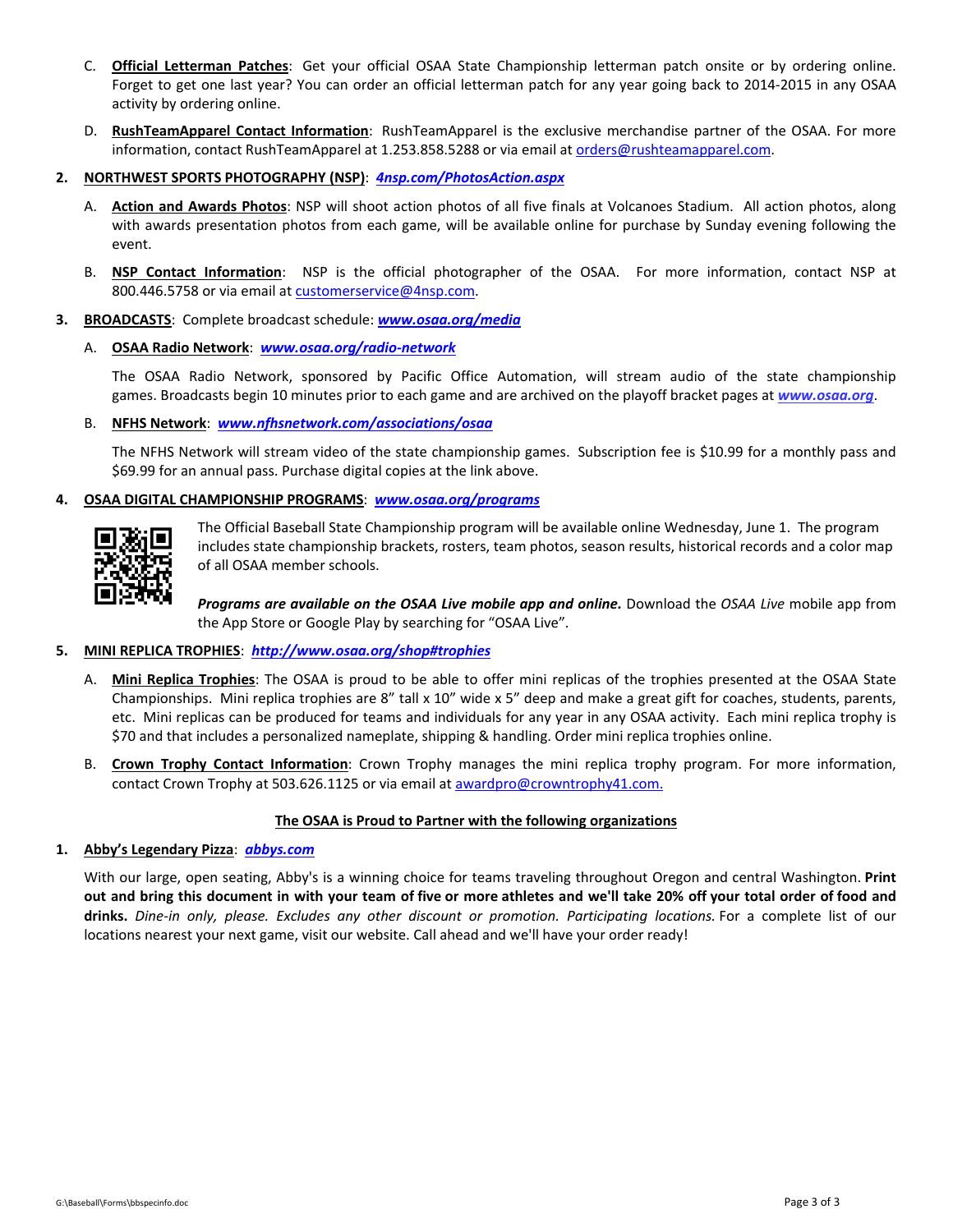C. **Official Letterman Patches**: Get your official OSAA State Championship letterman patch onsite or by ordering online. Forget to get one last year? You can order an official letterman patch for any year going back to 2014-2015 in any OSAA activity by ordering online.

D. **RushTeamApparel Contact Information**: RushTeamApparel is the exclusive merchandise partner of the OSAA. For more information, contact RushTeamApparel at 1.253.858.5288 or via email at orders@rushteamapparel.com.

2. **NORTHWEST SPORTS PHOTOGRAPHY (NSP)**: ***4nsp.com/PhotosAction.aspx***

   A. **Action and Awards Photos**: NSP will shoot action photos of all five finals at Volcanoes Stadium. All action photos, along with awards presentation photos from each game, will be available online for purchase by Sunday evening following the event.

   B. **NSP Contact Information**: NSP is the official photographer of the OSAA. For more information, contact NSP at 800.446.5758 or via email at customerservice@4nsp.com.

3. **BROADCASTS**: Complete broadcast schedule: ***www.osaa.org/media***

   A. **OSAA Radio Network**: ***www.osaa.org/radio-network***

   The OSAA Radio Network, sponsored by Pacific Office Automation, will stream audio of the state championship games. Broadcasts begin 10 minutes prior to each game and are archived on the playoff bracket pages at ***www.osaa.org***.

   B. **NFHS Network**: ***www.nfhsnetwork.com/associations/osaa***

   The NFHS Network will stream video of the state championship games. Subscription fee is $10.99 for a monthly pass and $69.99 for an annual pass. Purchase digital copies at the link above.

4. **OSAA DIGITAL CHAMPIONSHIP PROGRAMS**: ***www.osaa.org/programs***

   The Official Baseball State Championship program will be available online Wednesday, June 1. The program includes state championship brackets, rosters, team photos, season results, historical records and a color map of all OSAA member schools.

   ***Programs are available on the OSAA Live mobile app and online.*** Download the *OSAA Live* mobile app from the App Store or Google Play by searching for "OSAA Live".

5. **MINI REPLICA TROPHIES**: ***http://www.osaa.org/shop#trophies***

   A. **Mini Replica Trophies**: The OSAA is proud to be able to offer mini replicas of the trophies presented at the OSAA State Championships. Mini replica trophies are 8" tall x 10" wide x 5" deep and make a great gift for coaches, students, parents, etc. Mini replicas can be produced for teams and individuals for any year in any OSAA activity. Each mini replica trophy is $70 and that includes a personalized nameplate, shipping & handling. Order mini replica trophies online.

   B. **Crown Trophy Contact Information**: Crown Trophy manages the mini replica trophy program. For more information, contact Crown Trophy at 503.626.1125 or via email at awardpro@crowntrophy41.com.

**The OSAA is Proud to Partner with the following organizations**

1. **Abby's Legendary Pizza**: ***abbys.com***

   With our large, open seating, Abby's is a winning choice for teams traveling throughout Oregon and central Washington. **Print out and bring this document in with your team of five or more athletes and we'll take 20% off your total order of food and drinks.** *Dine-in only, please. Excludes any other discount or promotion. Participating locations.* For a complete list of our locations nearest your next game, visit our website. Call ahead and we'll have your order ready!

G:\Baseball\Forms\bbspecinfo.doc